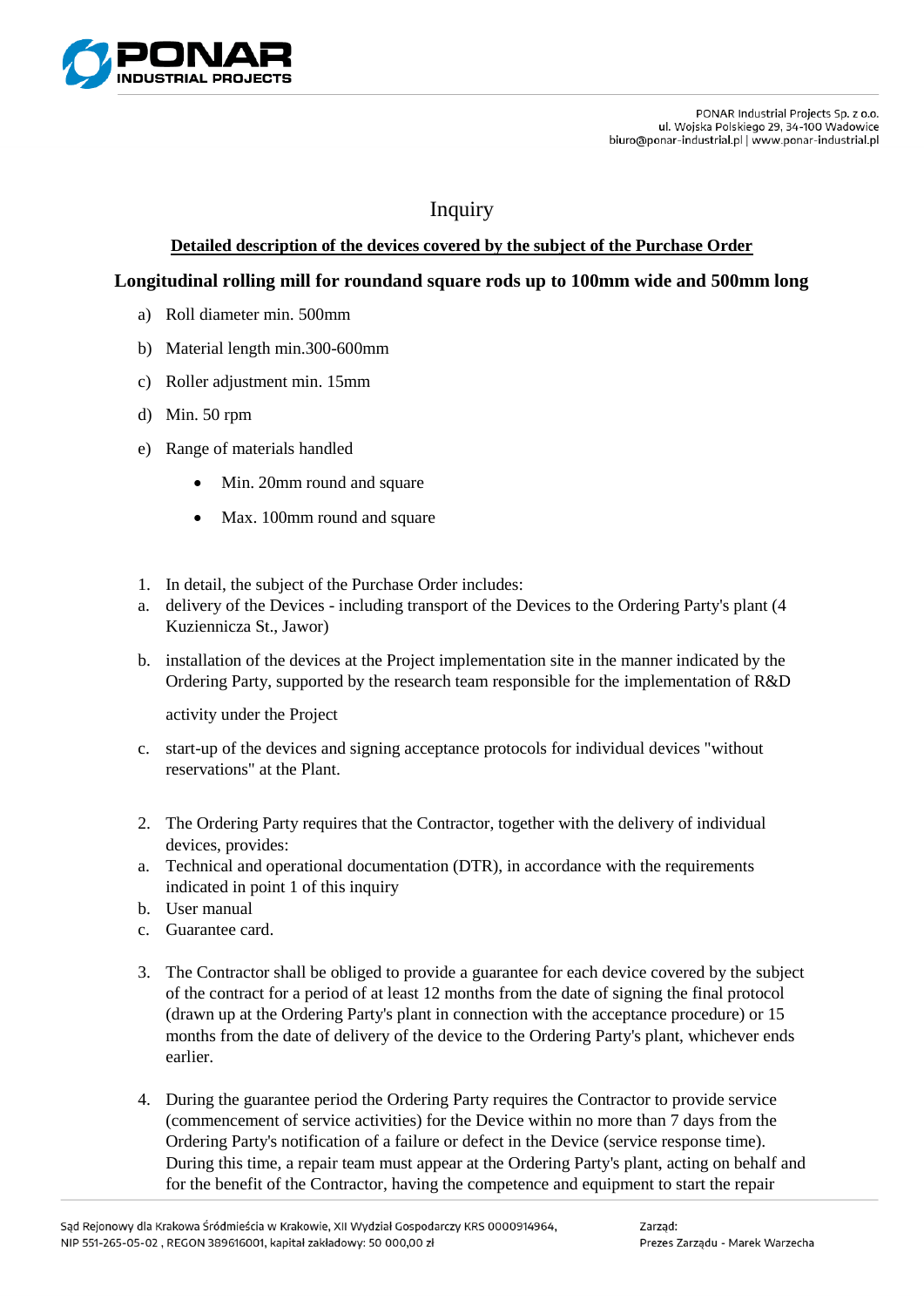PONAR Industrial Projects Sp. z o.o.
ul. Wojska Polskiego 29, 34-100 Wadowice
biuro@ponar-industrial.pl | www.ponar-industrial.pl

# Inquiry

**Detailed description of the devices covered by the subject of the Purchase Order**

## Longitudinal rolling mill for roundand square rods up to 100mm wide and 500mm long

a) Roll diameter min. 500mm

b) Material length min.300-600mm

c) Roller adjustment min. 15mm

d) Min. 50 rpm

e) Range of materials handled

- Min. 20mm round and square
- Max. 100mm round and square

1. In detail, the subject of the Purchase Order includes:

a. delivery of the Devices - including transport of the Devices to the Ordering Party's plant (4 Kuziennicza St., Jawor)

b. installation of the devices at the Project implementation site in the manner indicated by the Ordering Party, supported by the research team responsible for the implementation of R&D activity under the Project

c. start-up of the devices and signing acceptance protocols for individual devices "without reservations" at the Plant.

2. The Ordering Party requires that the Contractor, together with the delivery of individual devices, provides:

a. Technical and operational documentation (DTR), in accordance with the requirements indicated in point 1 of this inquiry

b. User manual

c. Guarantee card.

3. The Contractor shall be obliged to provide a guarantee for each device covered by the subject of the contract for a period of at least 12 months from the date of signing the final protocol (drawn up at the Ordering Party's plant in connection with the acceptance procedure) or 15 months from the date of delivery of the device to the Ordering Party's plant, whichever ends earlier.

4. During the guarantee period the Ordering Party requires the Contractor to provide service (commencement of service activities) for the Device within no more than 7 days from the Ordering Party's notification of a failure or defect in the Device (service response time). During this time, a repair team must appear at the Ordering Party's plant, acting on behalf and for the benefit of the Contractor, having the competence and equipment to start the repair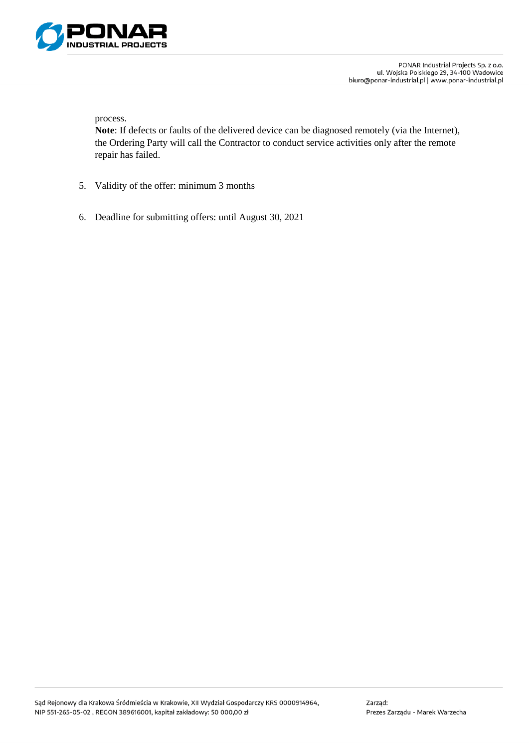process.
**Note**: If defects or faults of the delivered device can be diagnosed remotely (via the Internet), the Ordering Party will call the Contractor to conduct service activities only after the remote repair has failed.

5. Validity of the offer: minimum 3 months

6. Deadline for submitting offers: until August 30, 2021